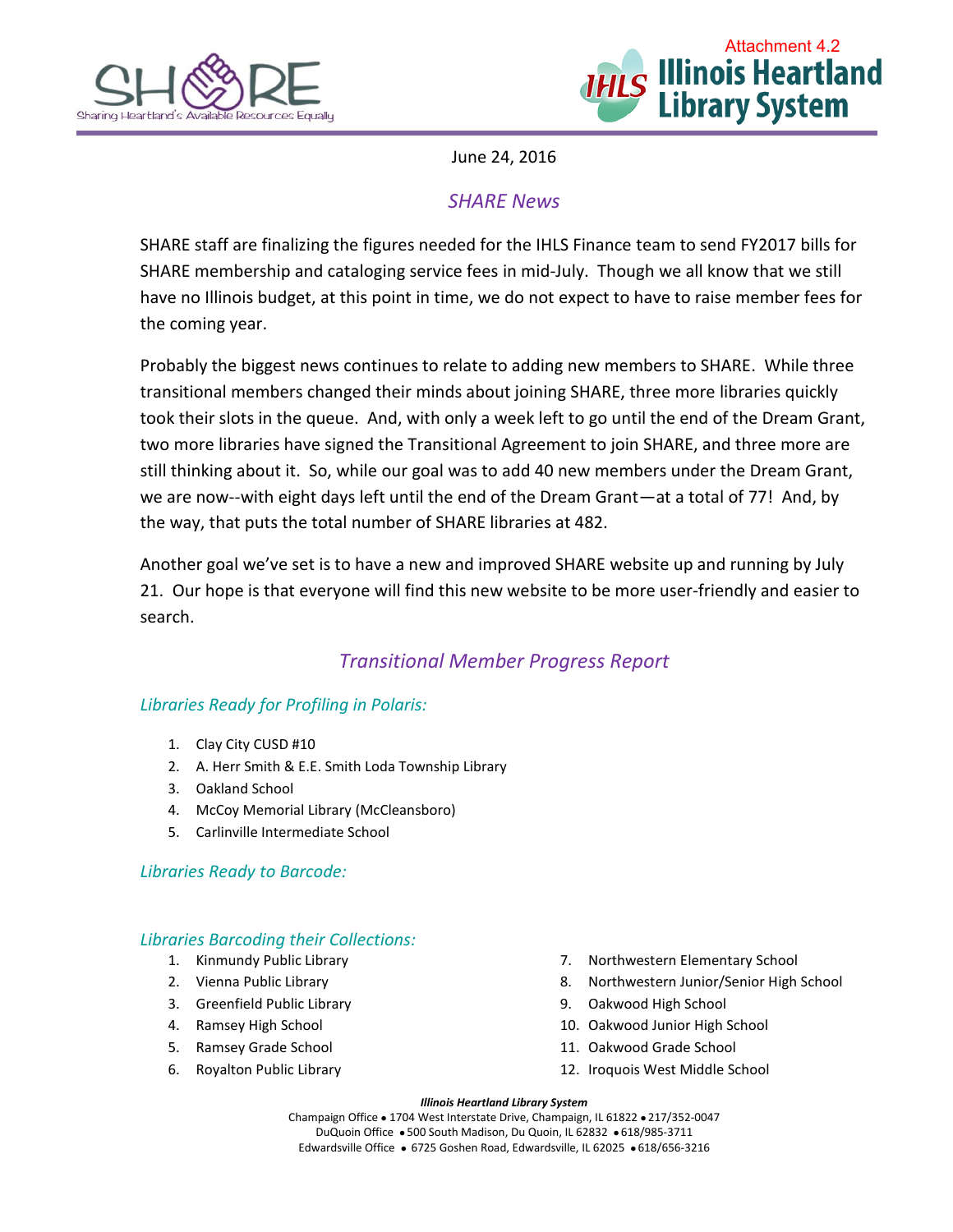Attachment 4.2

June 24, 2016

## *SHARE News*

SHARE staff are finalizing the figures needed for the IHLS Finance team to send FY2017 bills for SHARE membership and cataloging service fees in mid-July. Though we all know that we still have no Illinois budget, at this point in time, we do not expect to have to raise member fees for the coming year.

Probably the biggest news continues to relate to adding new members to SHARE. While three transitional members changed their minds about joining SHARE, three more libraries quickly took their slots in the queue. And, with only a week left to go until the end of the Dream Grant, two more libraries have signed the Transitional Agreement to join SHARE, and three more are still thinking about it. So, while our goal was to add 40 new members under the Dream Grant, we are now--with eight days left until the end of the Dream Grant—at a total of 77! And, by the way, that puts the total number of SHARE libraries at 482.

Another goal we've set is to have a new and improved SHARE website up and running by July 21. Our hope is that everyone will find this new website to be more user-friendly and easier to search.

## *Transitional Member Progress Report*

### *Libraries Ready for Profiling in Polaris:*

1. Clay City CUSD #10
2. A. Herr Smith & E.E. Smith Loda Township Library
3. Oakland School
4. McCoy Memorial Library (McCleansboro)
5. Carlinville Intermediate School

### *Libraries Ready to Barcode:*

### *Libraries Barcoding their Collections:*

1. Kinmundy Public Library
2. Vienna Public Library
3. Greenfield Public Library
4. Ramsey High School
5. Ramsey Grade School
6. Royalton Public Library
7. Northwestern Elementary School
8. Northwestern Junior/Senior High School
9. Oakwood High School
10. Oakwood Junior High School
11. Oakwood Grade School
12. Iroquois West Middle School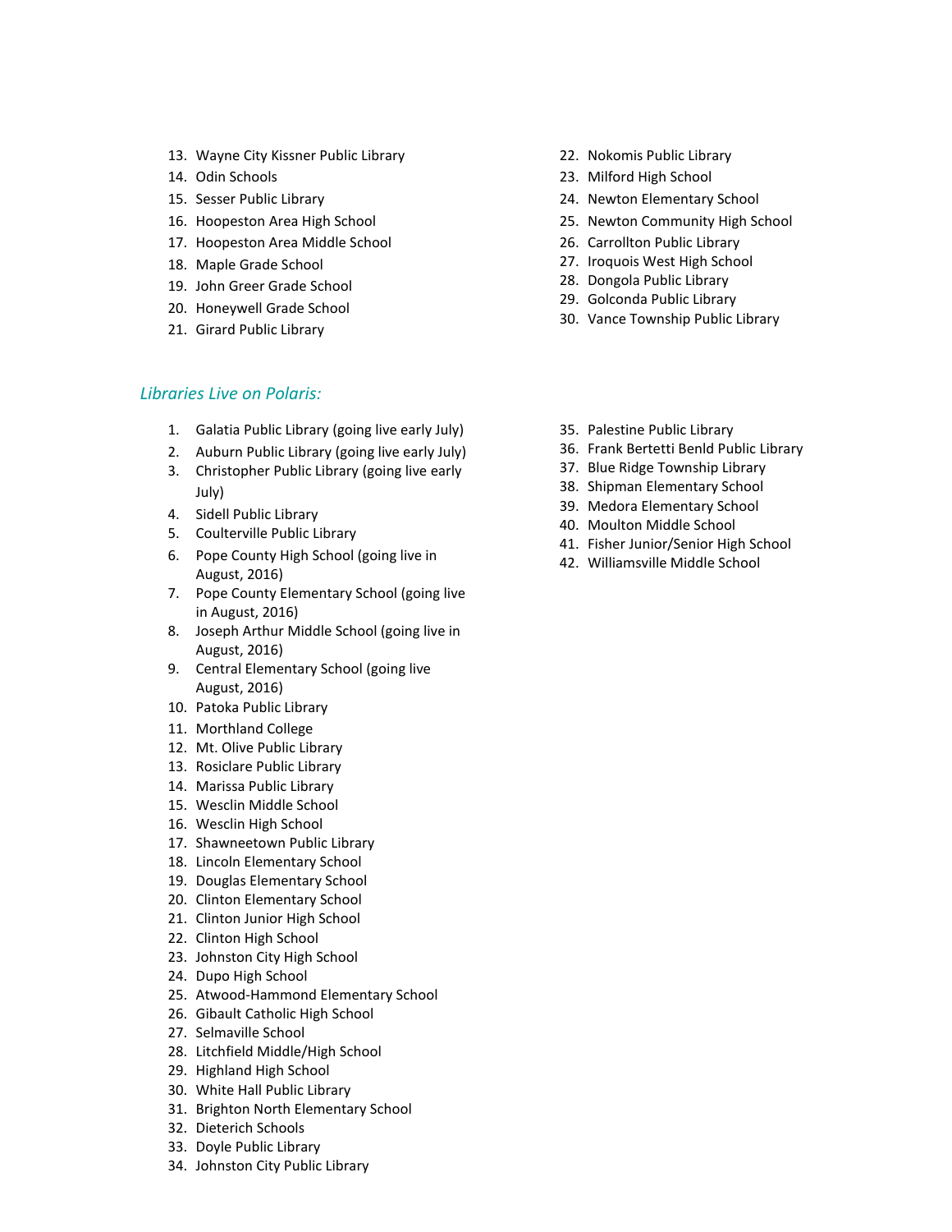13. Wayne City Kissner Public Library
14. Odin Schools
15. Sesser Public Library
16. Hoopeston Area High School
17. Hoopeston Area Middle School
18. Maple Grade School
19. John Greer Grade School
20. Honeywell Grade School
21. Girard Public Library
22. Nokomis Public Library
23. Milford High School
24. Newton Elementary School
25. Newton Community High School
26. Carrollton Public Library
27. Iroquois West High School
28. Dongola Public Library
29. Golconda Public Library
30. Vance Township Public Library

*Libraries Live on Polaris:*

1. Galatia Public Library (going live early July)
2. Auburn Public Library (going live early July)
3. Christopher Public Library (going live early July)
4. Sidell Public Library
5. Coulterville Public Library
6. Pope County High School (going live in August, 2016)
7. Pope County Elementary School (going live in August, 2016)
8. Joseph Arthur Middle School (going live in August, 2016)
9. Central Elementary School (going live August, 2016)
10. Patoka Public Library
11. Morthland College
12. Mt. Olive Public Library
13. Rosiclare Public Library
14. Marissa Public Library
15. Wesclin Middle School
16. Wesclin High School
17. Shawneetown Public Library
18. Lincoln Elementary School
19. Douglas Elementary School
20. Clinton Elementary School
21. Clinton Junior High School
22. Clinton High School
23. Johnston City High School
24. Dupo High School
25. Atwood-Hammond Elementary School
26. Gibault Catholic High School
27. Selmaville School
28. Litchfield Middle/High School
29. Highland High School
30. White Hall Public Library
31. Brighton North Elementary School
32. Dieterich Schools
33. Doyle Public Library
34. Johnston City Public Library
35. Palestine Public Library
36. Frank Bertetti Benld Public Library
37. Blue Ridge Township Library
38. Shipman Elementary School
39. Medora Elementary School
40. Moulton Middle School
41. Fisher Junior/Senior High School
42. Williamsville Middle School